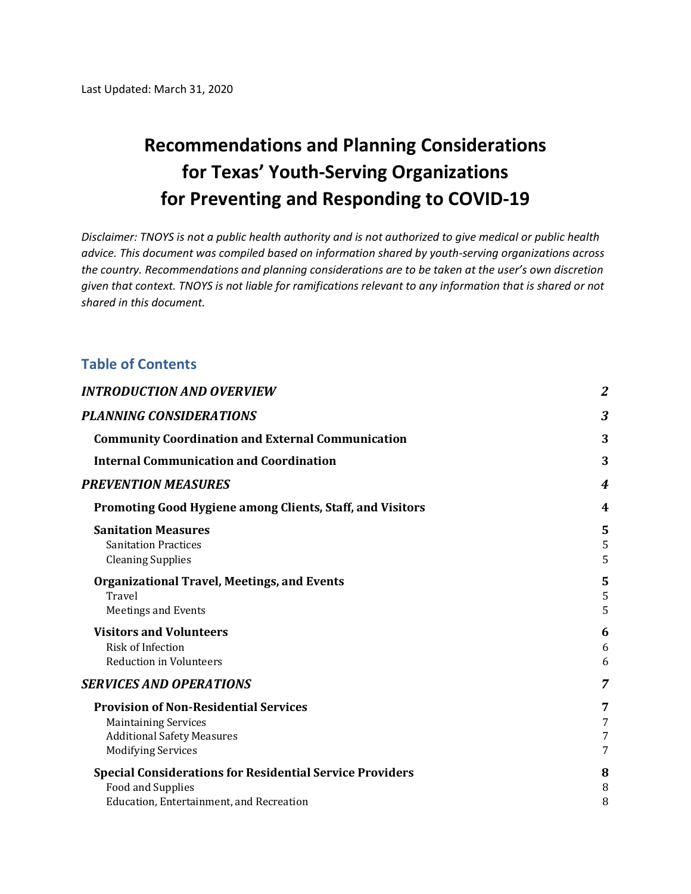Last Updated: March 31, 2020

# Recommendations and Planning Considerations for Texas' Youth-Serving Organizations for Preventing and Responding to COVID-19

*Disclaimer: TNOYS is not a public health authority and is not authorized to give medical or public health advice. This document was compiled based on information shared by youth-serving organizations across the country. Recommendations and planning considerations are to be taken at the user's own discretion given that context. TNOYS is not liable for ramifications relevant to any information that is shared or not shared in this document.*

## Table of Contents

| | |
|---|---|
| ***INTRODUCTION AND OVERVIEW*** | ***2*** |
| ***PLANNING CONSIDERATIONS*** | ***3*** |
| **Community Coordination and External Communication** | **3** |
| **Internal Communication and Coordination** | **3** |
| ***PREVENTION MEASURES*** | ***4*** |
| **Promoting Good Hygiene among Clients, Staff, and Visitors** | **4** |
| **Sanitation Measures** | **5** |
| Sanitation Practices | 5 |
| Cleaning Supplies | 5 |
| **Organizational Travel, Meetings, and Events** | **5** |
| Travel | 5 |
| Meetings and Events | 5 |
| **Visitors and Volunteers** | **6** |
| Risk of Infection | 6 |
| Reduction in Volunteers | 6 |
| ***SERVICES AND OPERATIONS*** | ***7*** |
| **Provision of Non-Residential Services** | **7** |
| Maintaining Services | 7 |
| Additional Safety Measures | 7 |
| Modifying Services | 7 |
| **Special Considerations for Residential Service Providers** | **8** |
| Food and Supplies | 8 |
| Education, Entertainment, and Recreation | 8 |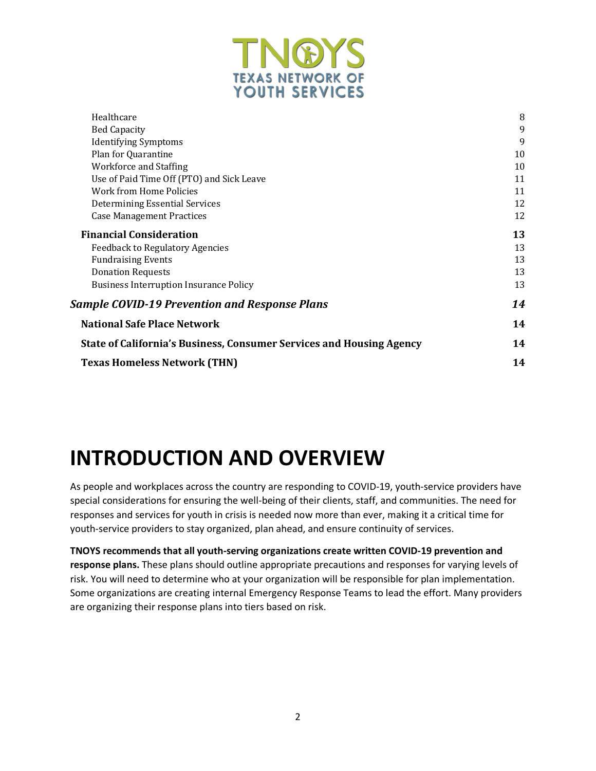Healthcare 8
Bed Capacity 9
Identifying Symptoms 9
Plan for Quarantine 10
Workforce and Staffing 10
Use of Paid Time Off (PTO) and Sick Leave 11
Work from Home Policies 11
Determining Essential Services 12
Case Management Practices 12

**Financial Consideration 13**

Feedback to Regulatory Agencies 13
Fundraising Events 13
Donation Requests 13
Business Interruption Insurance Policy 13

***Sample COVID-19 Prevention and Response Plans 14***

**National Safe Place Network 14**

**State of California's Business, Consumer Services and Housing Agency 14**

**Texas Homeless Network (THN) 14**

# INTRODUCTION AND OVERVIEW

As people and workplaces across the country are responding to COVID-19, youth-service providers have special considerations for ensuring the well-being of their clients, staff, and communities. The need for responses and services for youth in crisis is needed now more than ever, making it a critical time for youth-service providers to stay organized, plan ahead, and ensure continuity of services.

**TNOYS recommends that all youth-serving organizations create written COVID-19 prevention and response plans.** These plans should outline appropriate precautions and responses for varying levels of risk. You will need to determine who at your organization will be responsible for plan implementation. Some organizations are creating internal Emergency Response Teams to lead the effort. Many providers are organizing their response plans into tiers based on risk.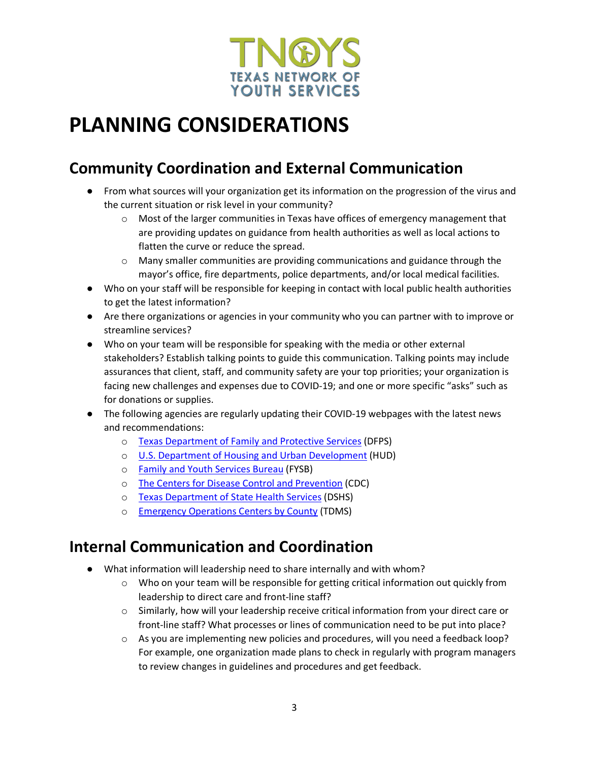# PLANNING CONSIDERATIONS

## Community Coordination and External Communication

- From what sources will your organization get its information on the progression of the virus and the current situation or risk level in your community?
  - Most of the larger communities in Texas have offices of emergency management that are providing updates on guidance from health authorities as well as local actions to flatten the curve or reduce the spread.
  - Many smaller communities are providing communications and guidance through the mayor's office, fire departments, police departments, and/or local medical facilities.
- Who on your staff will be responsible for keeping in contact with local public health authorities to get the latest information?
- Are there organizations or agencies in your community who you can partner with to improve or streamline services?
- Who on your team will be responsible for speaking with the media or other external stakeholders? Establish talking points to guide this communication. Talking points may include assurances that client, staff, and community safety are your top priorities; your organization is facing new challenges and expenses due to COVID-19; and one or more specific "asks" such as for donations or supplies.
- The following agencies are regularly updating their COVID-19 webpages with the latest news and recommendations:
  - Texas Department of Family and Protective Services (DFPS)
  - U.S. Department of Housing and Urban Development (HUD)
  - Family and Youth Services Bureau (FYSB)
  - The Centers for Disease Control and Prevention (CDC)
  - Texas Department of State Health Services (DSHS)
  - Emergency Operations Centers by County (TDMS)

## Internal Communication and Coordination

- What information will leadership need to share internally and with whom?
  - Who on your team will be responsible for getting critical information out quickly from leadership to direct care and front-line staff?
  - Similarly, how will your leadership receive critical information from your direct care or front-line staff? What processes or lines of communication need to be put into place?
  - As you are implementing new policies and procedures, will you need a feedback loop? For example, one organization made plans to check in regularly with program managers to review changes in guidelines and procedures and get feedback.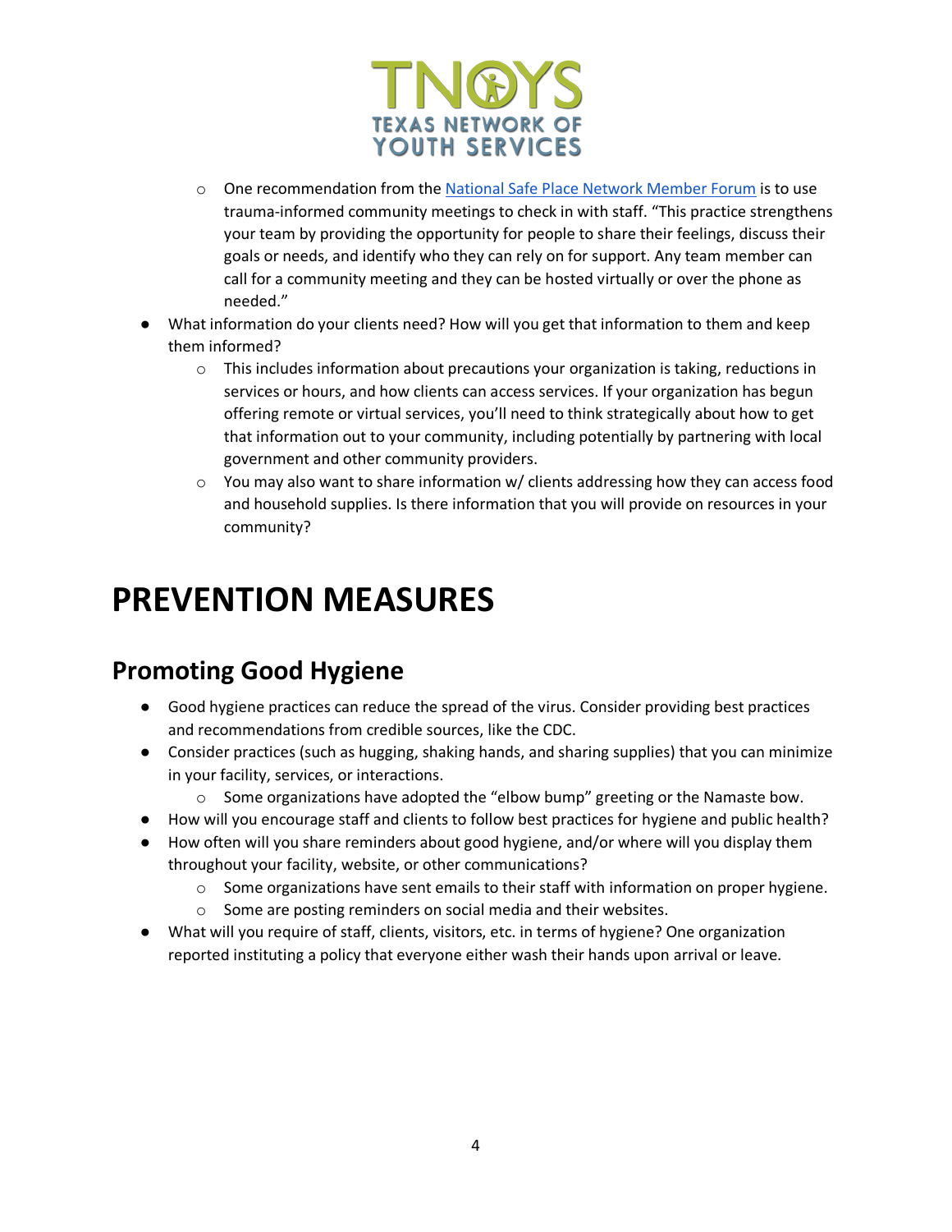- One recommendation from the [National Safe Place Network Member Forum]() is to use trauma-informed community meetings to check in with staff. "This practice strengthens your team by providing the opportunity for people to share their feelings, discuss their goals or needs, and identify who they can rely on for support. Any team member can call for a community meeting and they can be hosted virtually or over the phone as needed."

- What information do your clients need? How will you get that information to them and keep them informed?
  - This includes information about precautions your organization is taking, reductions in services or hours, and how clients can access services. If your organization has begun offering remote or virtual services, you'll need to think strategically about how to get that information out to your community, including potentially by partnering with local government and other community providers.
  - You may also want to share information w/ clients addressing how they can access food and household supplies. Is there information that you will provide on resources in your community?

# PREVENTION MEASURES

## Promoting Good Hygiene

- Good hygiene practices can reduce the spread of the virus. Consider providing best practices and recommendations from credible sources, like the CDC.
- Consider practices (such as hugging, shaking hands, and sharing supplies) that you can minimize in your facility, services, or interactions.
  - Some organizations have adopted the "elbow bump" greeting or the Namaste bow.
- How will you encourage staff and clients to follow best practices for hygiene and public health?
- How often will you share reminders about good hygiene, and/or where will you display them throughout your facility, website, or other communications?
  - Some organizations have sent emails to their staff with information on proper hygiene.
  - Some are posting reminders on social media and their websites.
- What will you require of staff, clients, visitors, etc. in terms of hygiene? One organization reported instituting a policy that everyone either wash their hands upon arrival or leave.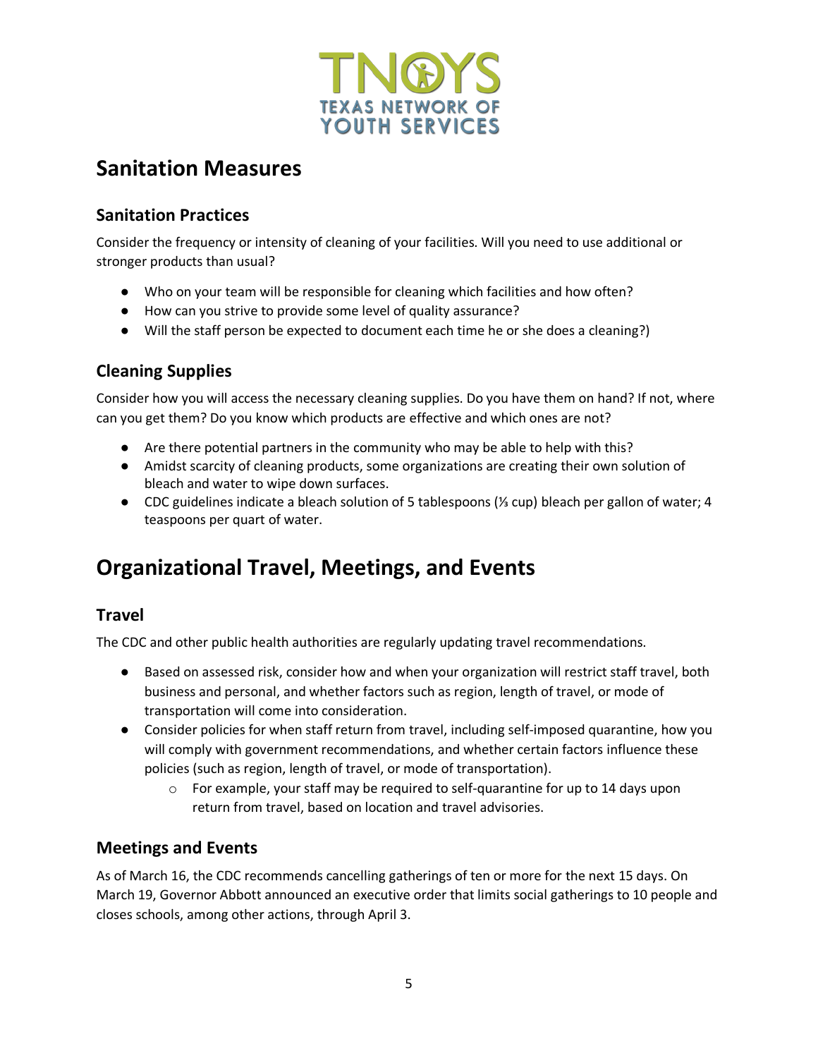# Sanitation Measures

## Sanitation Practices

Consider the frequency or intensity of cleaning of your facilities. Will you need to use additional or stronger products than usual?

- Who on your team will be responsible for cleaning which facilities and how often?
- How can you strive to provide some level of quality assurance?
- Will the staff person be expected to document each time he or she does a cleaning?)

## Cleaning Supplies

Consider how you will access the necessary cleaning supplies. Do you have them on hand? If not, where can you get them? Do you know which products are effective and which ones are not?

- Are there potential partners in the community who may be able to help with this?
- Amidst scarcity of cleaning products, some organizations are creating their own solution of bleach and water to wipe down surfaces.
- CDC guidelines indicate a bleach solution of 5 tablespoons (⅓ cup) bleach per gallon of water; 4 teaspoons per quart of water.

# Organizational Travel, Meetings, and Events

## Travel

The CDC and other public health authorities are regularly updating travel recommendations.

- Based on assessed risk, consider how and when your organization will restrict staff travel, both business and personal, and whether factors such as region, length of travel, or mode of transportation will come into consideration.
- Consider policies for when staff return from travel, including self-imposed quarantine, how you will comply with government recommendations, and whether certain factors influence these policies (such as region, length of travel, or mode of transportation).
  - For example, your staff may be required to self-quarantine for up to 14 days upon return from travel, based on location and travel advisories.

## Meetings and Events

As of March 16, the CDC recommends cancelling gatherings of ten or more for the next 15 days. On March 19, Governor Abbott announced an executive order that limits social gatherings to 10 people and closes schools, among other actions, through April 3.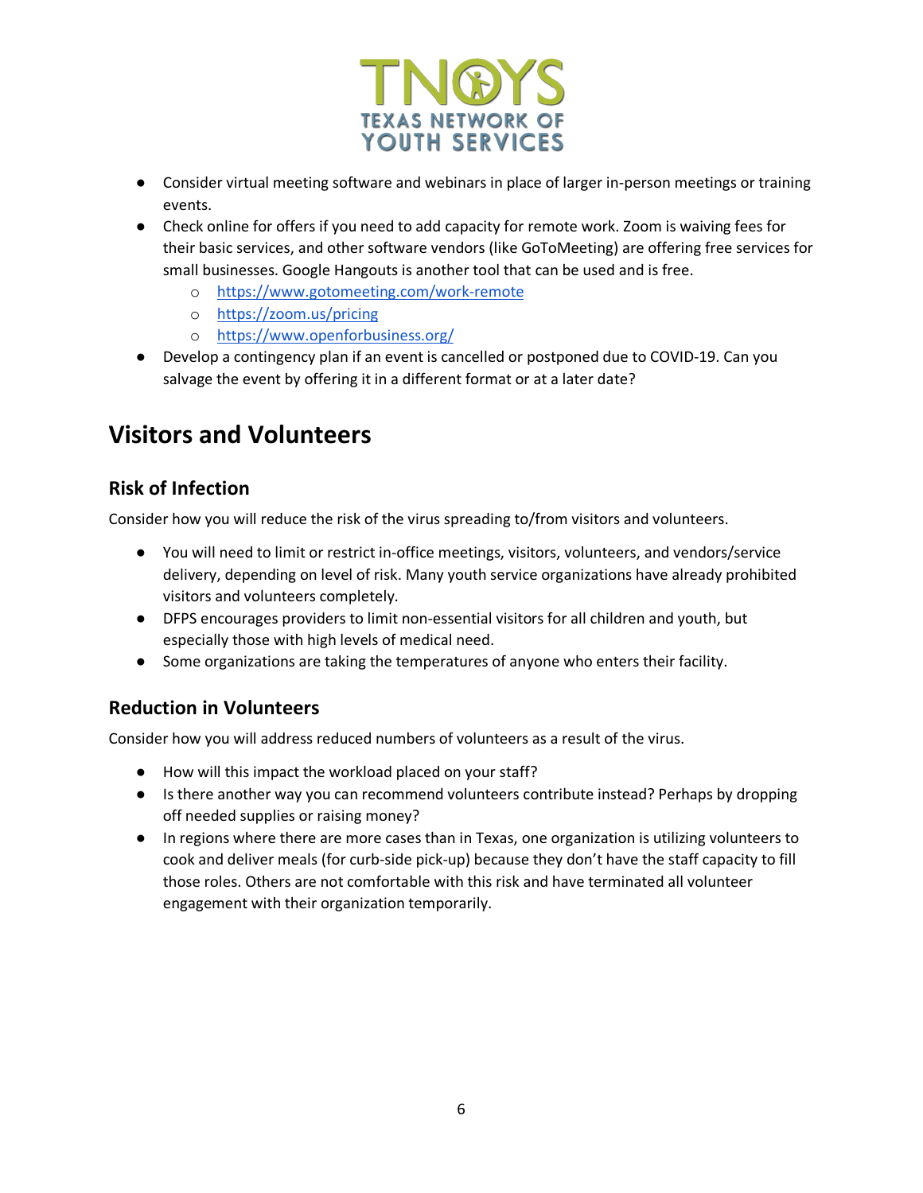- Consider virtual meeting software and webinars in place of larger in-person meetings or training events.
- Check online for offers if you need to add capacity for remote work. Zoom is waiving fees for their basic services, and other software vendors (like GoToMeeting) are offering free services for small businesses. Google Hangouts is another tool that can be used and is free.
  - https://www.gotomeeting.com/work-remote
  - https://zoom.us/pricing
  - https://www.openforbusiness.org/
- Develop a contingency plan if an event is cancelled or postponed due to COVID-19. Can you salvage the event by offering it in a different format or at a later date?

# Visitors and Volunteers

## Risk of Infection

Consider how you will reduce the risk of the virus spreading to/from visitors and volunteers.

- You will need to limit or restrict in-office meetings, visitors, volunteers, and vendors/service delivery, depending on level of risk. Many youth service organizations have already prohibited visitors and volunteers completely.
- DFPS encourages providers to limit non-essential visitors for all children and youth, but especially those with high levels of medical need.
- Some organizations are taking the temperatures of anyone who enters their facility.

## Reduction in Volunteers

Consider how you will address reduced numbers of volunteers as a result of the virus.

- How will this impact the workload placed on your staff?
- Is there another way you can recommend volunteers contribute instead? Perhaps by dropping off needed supplies or raising money?
- In regions where there are more cases than in Texas, one organization is utilizing volunteers to cook and deliver meals (for curb-side pick-up) because they don't have the staff capacity to fill those roles. Others are not comfortable with this risk and have terminated all volunteer engagement with their organization temporarily.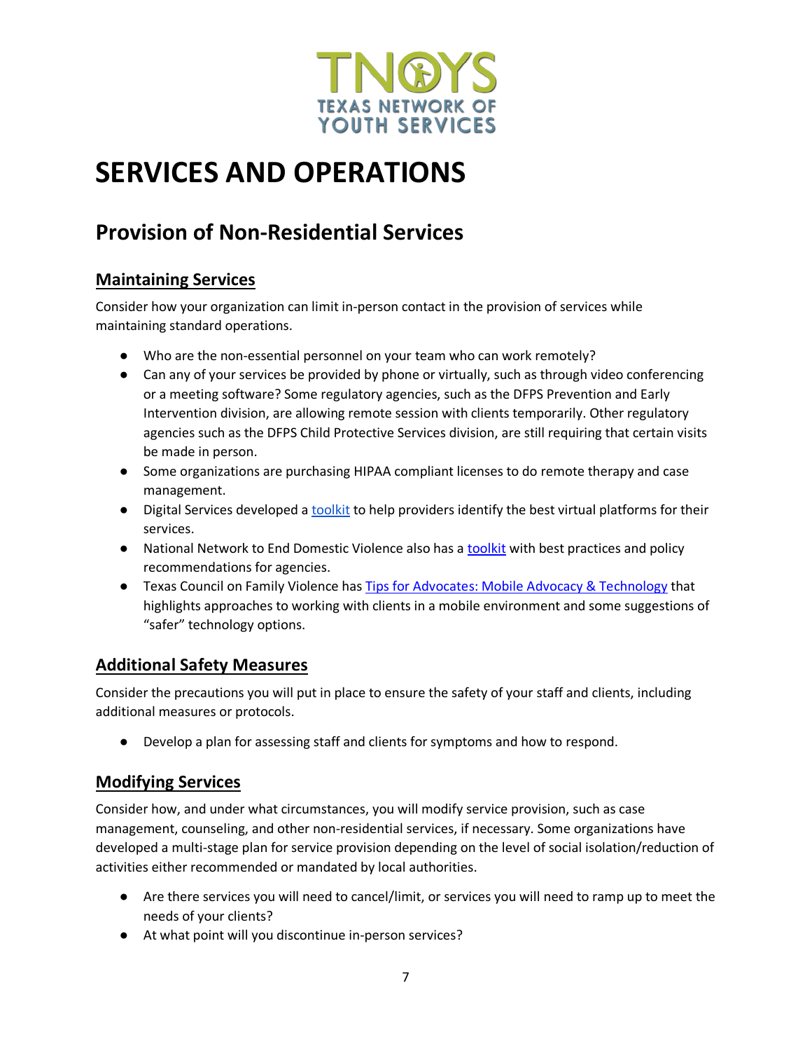# SERVICES AND OPERATIONS

## Provision of Non-Residential Services

### Maintaining Services

Consider how your organization can limit in-person contact in the provision of services while maintaining standard operations.

- Who are the non-essential personnel on your team who can work remotely?
- Can any of your services be provided by phone or virtually, such as through video conferencing or a meeting software? Some regulatory agencies, such as the DFPS Prevention and Early Intervention division, are allowing remote session with clients temporarily. Other regulatory agencies such as the DFPS Child Protective Services division, are still requiring that certain visits be made in person.
- Some organizations are purchasing HIPAA compliant licenses to do remote therapy and case management.
- Digital Services developed a toolkit to help providers identify the best virtual platforms for their services.
- National Network to End Domestic Violence also has a toolkit with best practices and policy recommendations for agencies.
- Texas Council on Family Violence has Tips for Advocates: Mobile Advocacy & Technology that highlights approaches to working with clients in a mobile environment and some suggestions of "safer" technology options.

### Additional Safety Measures

Consider the precautions you will put in place to ensure the safety of your staff and clients, including additional measures or protocols.

- Develop a plan for assessing staff and clients for symptoms and how to respond.

### Modifying Services

Consider how, and under what circumstances, you will modify service provision, such as case management, counseling, and other non-residential services, if necessary. Some organizations have developed a multi-stage plan for service provision depending on the level of social isolation/reduction of activities either recommended or mandated by local authorities.

- Are there services you will need to cancel/limit, or services you will need to ramp up to meet the needs of your clients?
- At what point will you discontinue in-person services?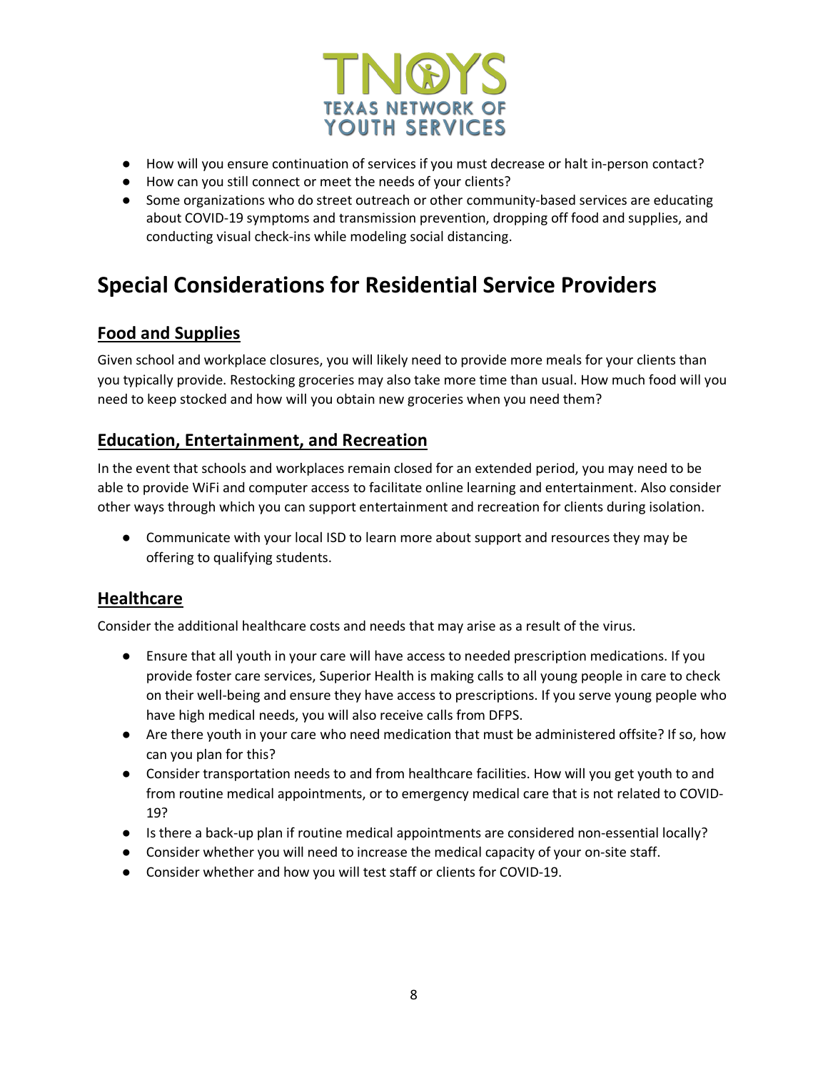- How will you ensure continuation of services if you must decrease or halt in-person contact?
- How can you still connect or meet the needs of your clients?
- Some organizations who do street outreach or other community-based services are educating about COVID-19 symptoms and transmission prevention, dropping off food and supplies, and conducting visual check-ins while modeling social distancing.

# Special Considerations for Residential Service Providers

## Food and Supplies

Given school and workplace closures, you will likely need to provide more meals for your clients than you typically provide. Restocking groceries may also take more time than usual. How much food will you need to keep stocked and how will you obtain new groceries when you need them?

## Education, Entertainment, and Recreation

In the event that schools and workplaces remain closed for an extended period, you may need to be able to provide WiFi and computer access to facilitate online learning and entertainment. Also consider other ways through which you can support entertainment and recreation for clients during isolation.

- Communicate with your local ISD to learn more about support and resources they may be offering to qualifying students.

## Healthcare

Consider the additional healthcare costs and needs that may arise as a result of the virus.

- Ensure that all youth in your care will have access to needed prescription medications. If you provide foster care services, Superior Health is making calls to all young people in care to check on their well-being and ensure they have access to prescriptions. If you serve young people who have high medical needs, you will also receive calls from DFPS.
- Are there youth in your care who need medication that must be administered offsite? If so, how can you plan for this?
- Consider transportation needs to and from healthcare facilities. How will you get youth to and from routine medical appointments, or to emergency medical care that is not related to COVID-19?
- Is there a back-up plan if routine medical appointments are considered non-essential locally?
- Consider whether you will need to increase the medical capacity of your on-site staff.
- Consider whether and how you will test staff or clients for COVID-19.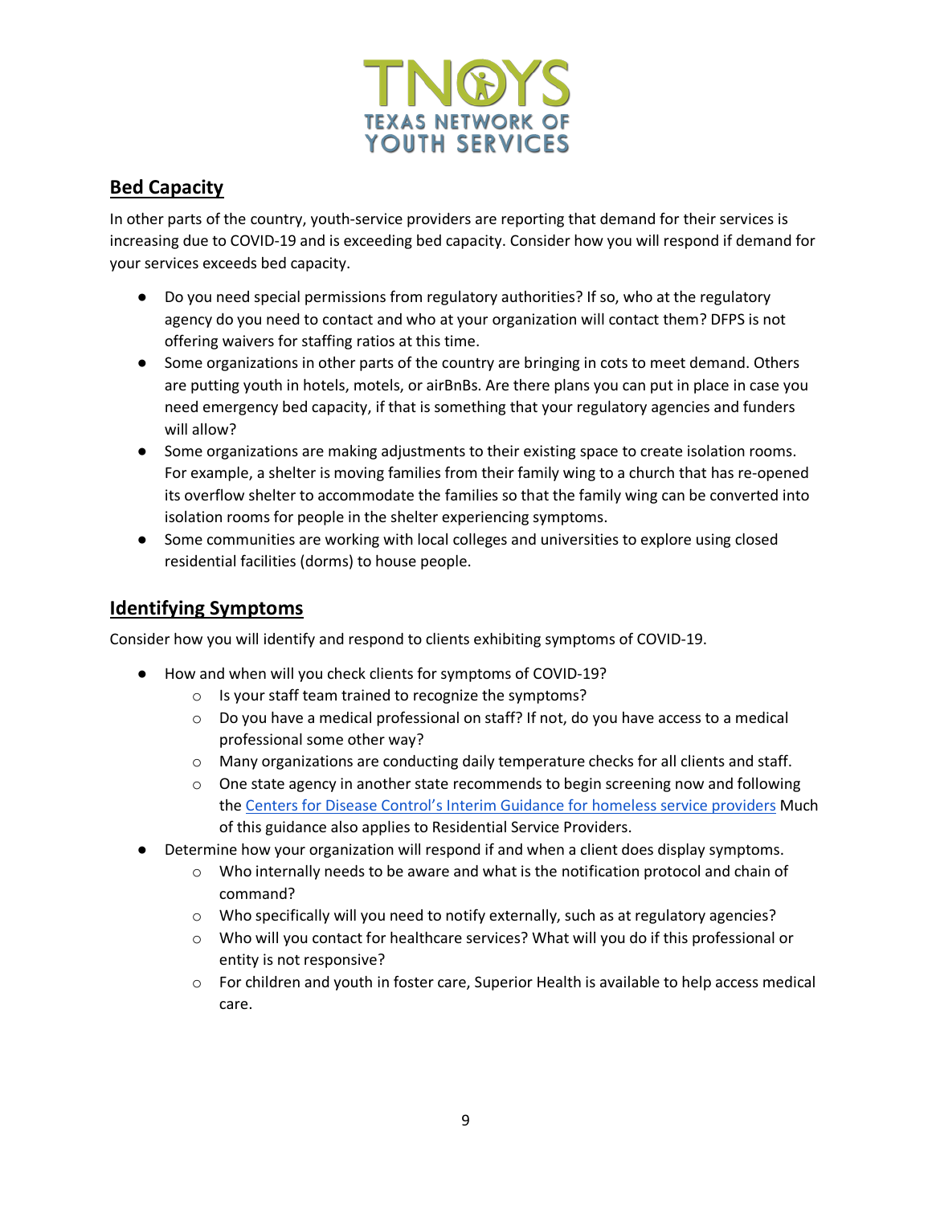## Bed Capacity

In other parts of the country, youth-service providers are reporting that demand for their services is increasing due to COVID-19 and is exceeding bed capacity. Consider how you will respond if demand for your services exceeds bed capacity.

- Do you need special permissions from regulatory authorities? If so, who at the regulatory agency do you need to contact and who at your organization will contact them? DFPS is not offering waivers for staffing ratios at this time.
- Some organizations in other parts of the country are bringing in cots to meet demand. Others are putting youth in hotels, motels, or airBnBs. Are there plans you can put in place in case you need emergency bed capacity, if that is something that your regulatory agencies and funders will allow?
- Some organizations are making adjustments to their existing space to create isolation rooms. For example, a shelter is moving families from their family wing to a church that has re-opened its overflow shelter to accommodate the families so that the family wing can be converted into isolation rooms for people in the shelter experiencing symptoms.
- Some communities are working with local colleges and universities to explore using closed residential facilities (dorms) to house people.

## Identifying Symptoms

Consider how you will identify and respond to clients exhibiting symptoms of COVID-19.

- How and when will you check clients for symptoms of COVID-19?
  - Is your staff team trained to recognize the symptoms?
  - Do you have a medical professional on staff? If not, do you have access to a medical professional some other way?
  - Many organizations are conducting daily temperature checks for all clients and staff.
  - One state agency in another state recommends to begin screening now and following the Centers for Disease Control's Interim Guidance for homeless service providers Much of this guidance also applies to Residential Service Providers.
- Determine how your organization will respond if and when a client does display symptoms.
  - Who internally needs to be aware and what is the notification protocol and chain of command?
  - Who specifically will you need to notify externally, such as at regulatory agencies?
  - Who will you contact for healthcare services? What will you do if this professional or entity is not responsive?
  - For children and youth in foster care, Superior Health is available to help access medical care.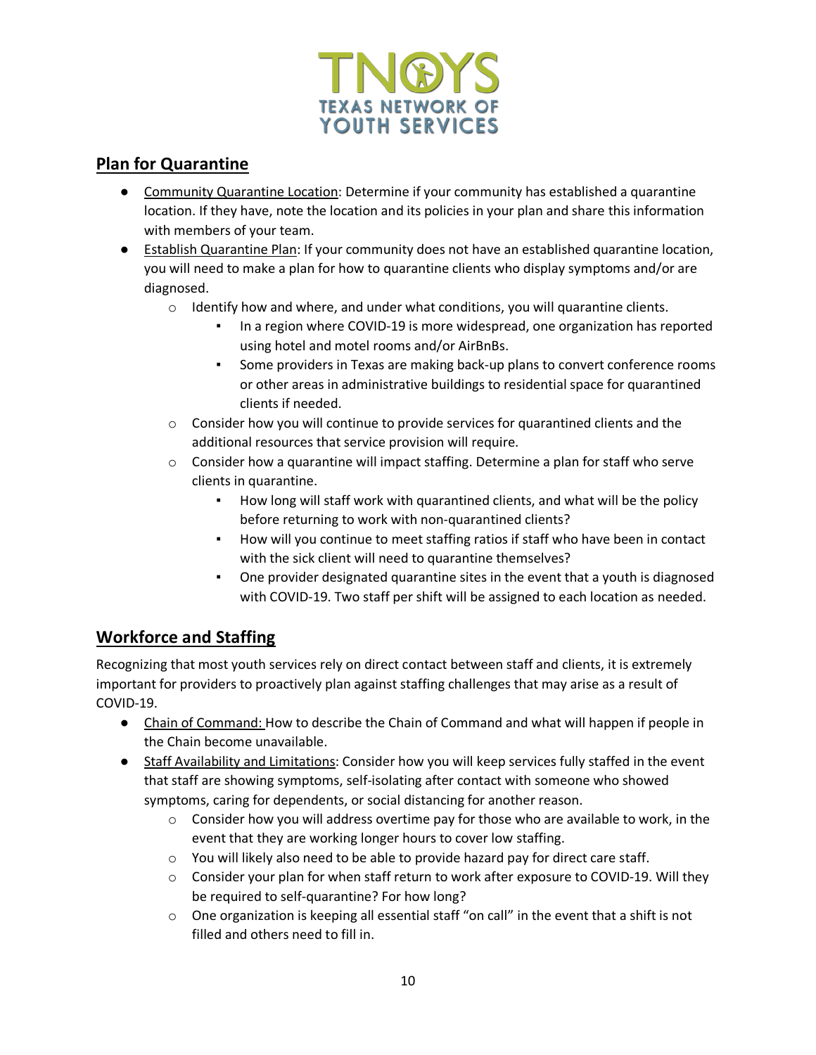## Plan for Quarantine

- Community Quarantine Location: Determine if your community has established a quarantine location. If they have, note the location and its policies in your plan and share this information with members of your team.
- Establish Quarantine Plan: If your community does not have an established quarantine location, you will need to make a plan for how to quarantine clients who display symptoms and/or are diagnosed.
  - Identify how and where, and under what conditions, you will quarantine clients.
    - In a region where COVID-19 is more widespread, one organization has reported using hotel and motel rooms and/or AirBnBs.
    - Some providers in Texas are making back-up plans to convert conference rooms or other areas in administrative buildings to residential space for quarantined clients if needed.
  - Consider how you will continue to provide services for quarantined clients and the additional resources that service provision will require.
  - Consider how a quarantine will impact staffing. Determine a plan for staff who serve clients in quarantine.
    - How long will staff work with quarantined clients, and what will be the policy before returning to work with non-quarantined clients?
    - How will you continue to meet staffing ratios if staff who have been in contact with the sick client will need to quarantine themselves?
    - One provider designated quarantine sites in the event that a youth is diagnosed with COVID-19. Two staff per shift will be assigned to each location as needed.

## Workforce and Staffing

Recognizing that most youth services rely on direct contact between staff and clients, it is extremely important for providers to proactively plan against staffing challenges that may arise as a result of COVID-19.

- Chain of Command: How to describe the Chain of Command and what will happen if people in the Chain become unavailable.
- Staff Availability and Limitations: Consider how you will keep services fully staffed in the event that staff are showing symptoms, self-isolating after contact with someone who showed symptoms, caring for dependents, or social distancing for another reason.
  - Consider how you will address overtime pay for those who are available to work, in the event that they are working longer hours to cover low staffing.
  - You will likely also need to be able to provide hazard pay for direct care staff.
  - Consider your plan for when staff return to work after exposure to COVID-19. Will they be required to self-quarantine? For how long?
  - One organization is keeping all essential staff "on call" in the event that a shift is not filled and others need to fill in.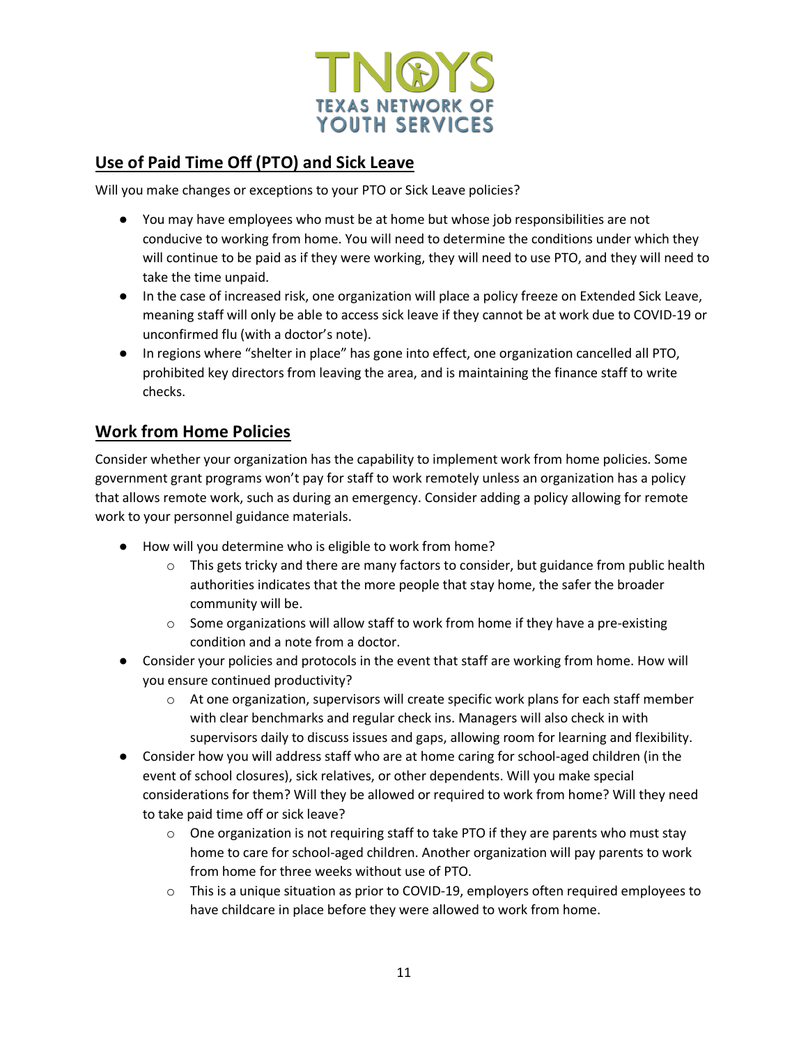## Use of Paid Time Off (PTO) and Sick Leave

Will you make changes or exceptions to your PTO or Sick Leave policies?

- You may have employees who must be at home but whose job responsibilities are not conducive to working from home. You will need to determine the conditions under which they will continue to be paid as if they were working, they will need to use PTO, and they will need to take the time unpaid.
- In the case of increased risk, one organization will place a policy freeze on Extended Sick Leave, meaning staff will only be able to access sick leave if they cannot be at work due to COVID-19 or unconfirmed flu (with a doctor's note).
- In regions where "shelter in place" has gone into effect, one organization cancelled all PTO, prohibited key directors from leaving the area, and is maintaining the finance staff to write checks.

## Work from Home Policies

Consider whether your organization has the capability to implement work from home policies. Some government grant programs won't pay for staff to work remotely unless an organization has a policy that allows remote work, such as during an emergency. Consider adding a policy allowing for remote work to your personnel guidance materials.

- How will you determine who is eligible to work from home?
    - This gets tricky and there are many factors to consider, but guidance from public health authorities indicates that the more people that stay home, the safer the broader community will be.
    - Some organizations will allow staff to work from home if they have a pre-existing condition and a note from a doctor.
- Consider your policies and protocols in the event that staff are working from home. How will you ensure continued productivity?
    - At one organization, supervisors will create specific work plans for each staff member with clear benchmarks and regular check ins. Managers will also check in with supervisors daily to discuss issues and gaps, allowing room for learning and flexibility.
- Consider how you will address staff who are at home caring for school-aged children (in the event of school closures), sick relatives, or other dependents. Will you make special considerations for them? Will they be allowed or required to work from home? Will they need to take paid time off or sick leave?
    - One organization is not requiring staff to take PTO if they are parents who must stay home to care for school-aged children. Another organization will pay parents to work from home for three weeks without use of PTO.
    - This is a unique situation as prior to COVID-19, employers often required employees to have childcare in place before they were allowed to work from home.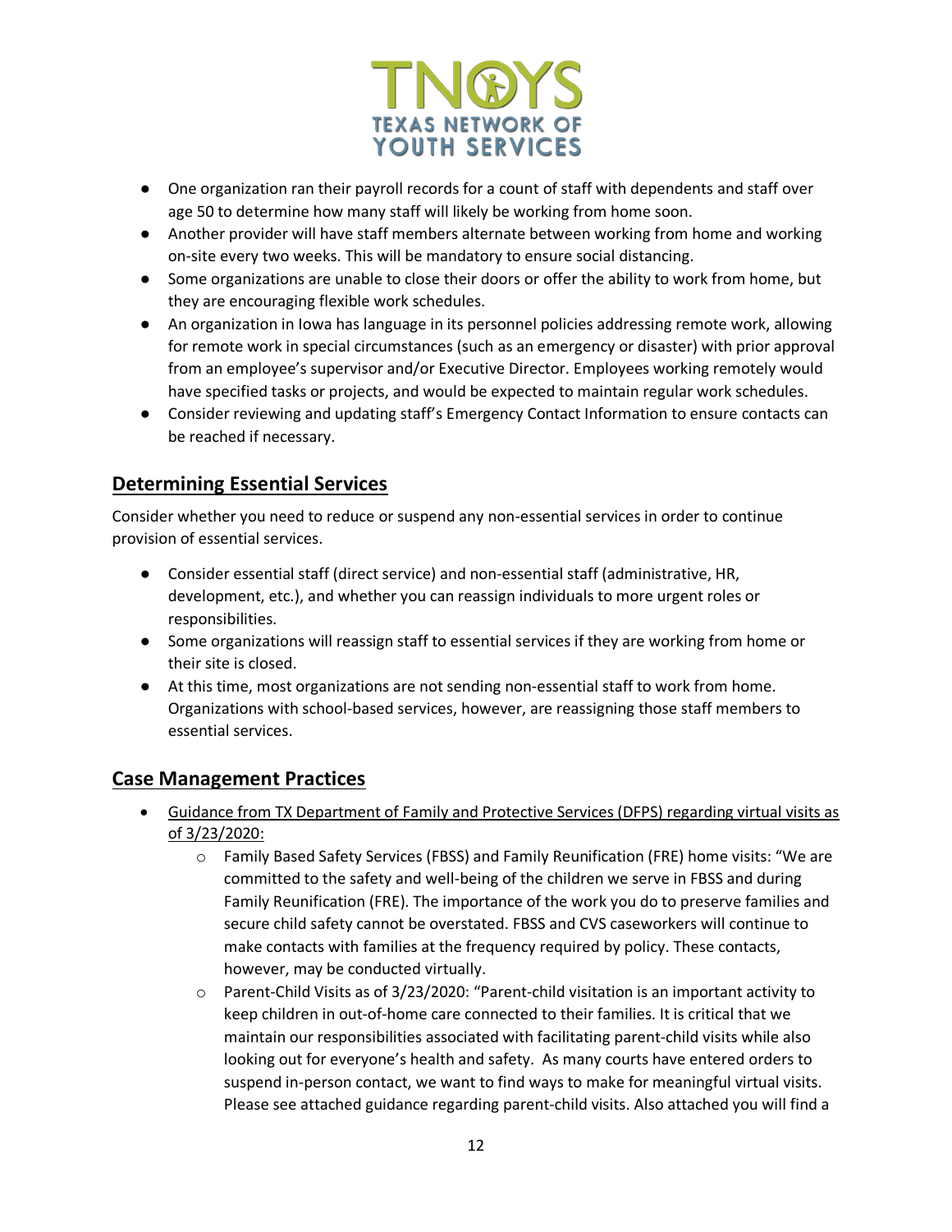- One organization ran their payroll records for a count of staff with dependents and staff over age 50 to determine how many staff will likely be working from home soon.
- Another provider will have staff members alternate between working from home and working on-site every two weeks. This will be mandatory to ensure social distancing.
- Some organizations are unable to close their doors or offer the ability to work from home, but they are encouraging flexible work schedules.
- An organization in Iowa has language in its personnel policies addressing remote work, allowing for remote work in special circumstances (such as an emergency or disaster) with prior approval from an employee's supervisor and/or Executive Director. Employees working remotely would have specified tasks or projects, and would be expected to maintain regular work schedules.
- Consider reviewing and updating staff's Emergency Contact Information to ensure contacts can be reached if necessary.

## Determining Essential Services

Consider whether you need to reduce or suspend any non-essential services in order to continue provision of essential services.

- Consider essential staff (direct service) and non-essential staff (administrative, HR, development, etc.), and whether you can reassign individuals to more urgent roles or responsibilities.
- Some organizations will reassign staff to essential services if they are working from home or their site is closed.
- At this time, most organizations are not sending non-essential staff to work from home. Organizations with school-based services, however, are reassigning those staff members to essential services.

## Case Management Practices

- Guidance from TX Department of Family and Protective Services (DFPS) regarding virtual visits as of 3/23/2020:
    - Family Based Safety Services (FBSS) and Family Reunification (FRE) home visits: "We are committed to the safety and well-being of the children we serve in FBSS and during Family Reunification (FRE). The importance of the work you do to preserve families and secure child safety cannot be overstated. FBSS and CVS caseworkers will continue to make contacts with families at the frequency required by policy. These contacts, however, may be conducted virtually.
    - Parent-Child Visits as of 3/23/2020: "Parent-child visitation is an important activity to keep children in out-of-home care connected to their families. It is critical that we maintain our responsibilities associated with facilitating parent-child visits while also looking out for everyone's health and safety. As many courts have entered orders to suspend in-person contact, we want to find ways to make for meaningful virtual visits. Please see attached guidance regarding parent-child visits. Also attached you will find a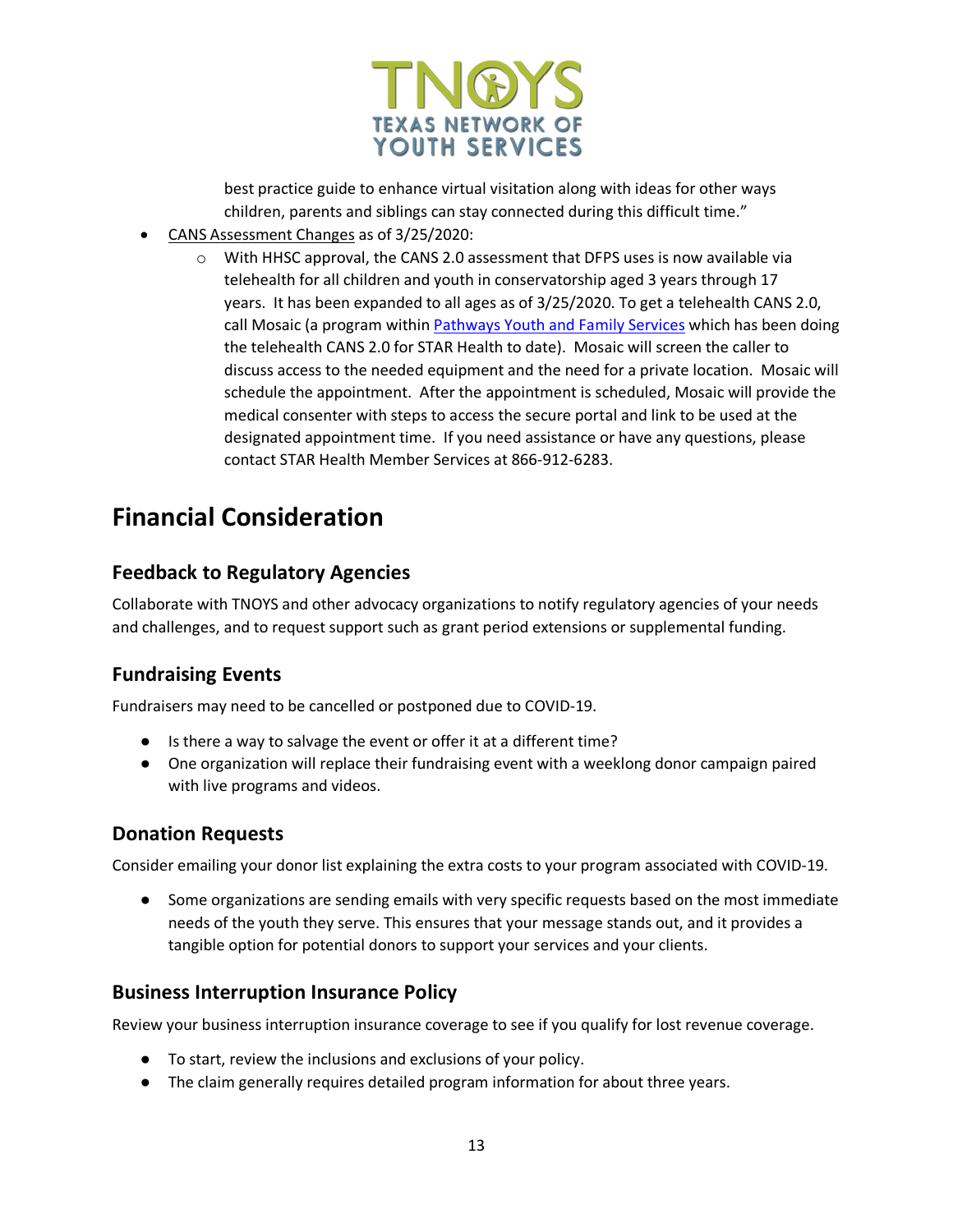best practice guide to enhance virtual visitation along with ideas for other ways children, parents and siblings can stay connected during this difficult time."

- CANS Assessment Changes as of 3/25/2020:
  - With HHSC approval, the CANS 2.0 assessment that DFPS uses is now available via telehealth for all children and youth in conservatorship aged 3 years through 17 years. It has been expanded to all ages as of 3/25/2020. To get a telehealth CANS 2.0, call Mosaic (a program within Pathways Youth and Family Services which has been doing the telehealth CANS 2.0 for STAR Health to date). Mosaic will screen the caller to discuss access to the needed equipment and the need for a private location. Mosaic will schedule the appointment. After the appointment is scheduled, Mosaic will provide the medical consenter with steps to access the secure portal and link to be used at the designated appointment time. If you need assistance or have any questions, please contact STAR Health Member Services at 866-912-6283.

# Financial Consideration

## Feedback to Regulatory Agencies

Collaborate with TNOYS and other advocacy organizations to notify regulatory agencies of your needs and challenges, and to request support such as grant period extensions or supplemental funding.

## Fundraising Events

Fundraisers may need to be cancelled or postponed due to COVID-19.

- Is there a way to salvage the event or offer it at a different time?
- One organization will replace their fundraising event with a weeklong donor campaign paired with live programs and videos.

## Donation Requests

Consider emailing your donor list explaining the extra costs to your program associated with COVID-19.

- Some organizations are sending emails with very specific requests based on the most immediate needs of the youth they serve. This ensures that your message stands out, and it provides a tangible option for potential donors to support your services and your clients.

## Business Interruption Insurance Policy

Review your business interruption insurance coverage to see if you qualify for lost revenue coverage.

- To start, review the inclusions and exclusions of your policy.
- The claim generally requires detailed program information for about three years.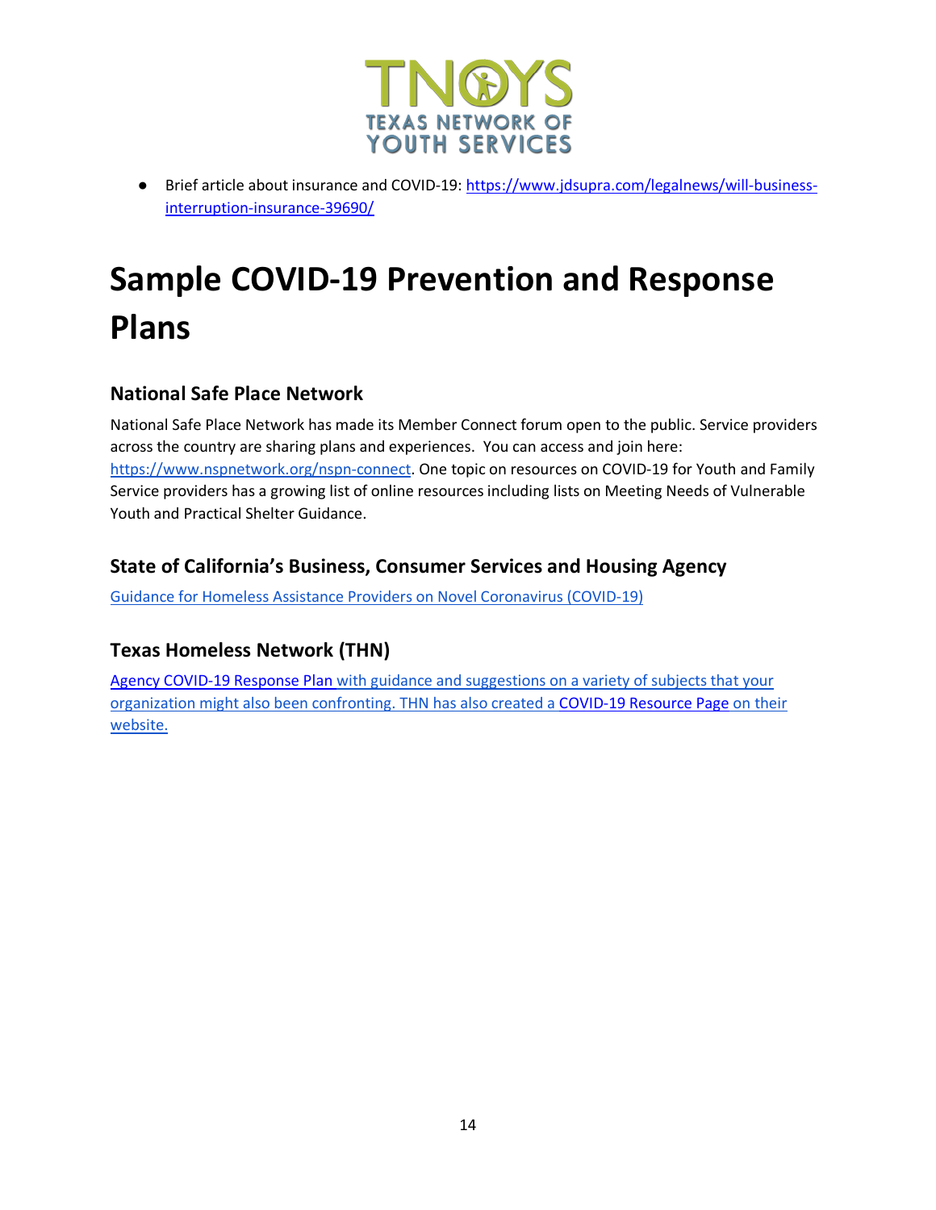- Brief article about insurance and COVID-19: https://www.jdsupra.com/legalnews/will-business-interruption-insurance-39690/

# Sample COVID-19 Prevention and Response Plans

### National Safe Place Network

National Safe Place Network has made its Member Connect forum open to the public. Service providers across the country are sharing plans and experiences. You can access and join here: https://www.nspnetwork.org/nspn-connect. One topic on resources on COVID-19 for Youth and Family Service providers has a growing list of online resources including lists on Meeting Needs of Vulnerable Youth and Practical Shelter Guidance.

### State of California's Business, Consumer Services and Housing Agency

Guidance for Homeless Assistance Providers on Novel Coronavirus (COVID-19)

### Texas Homeless Network (THN)

Agency COVID-19 Response Plan with guidance and suggestions on a variety of subjects that your organization might also been confronting. THN has also created a COVID-19 Resource Page on their website.